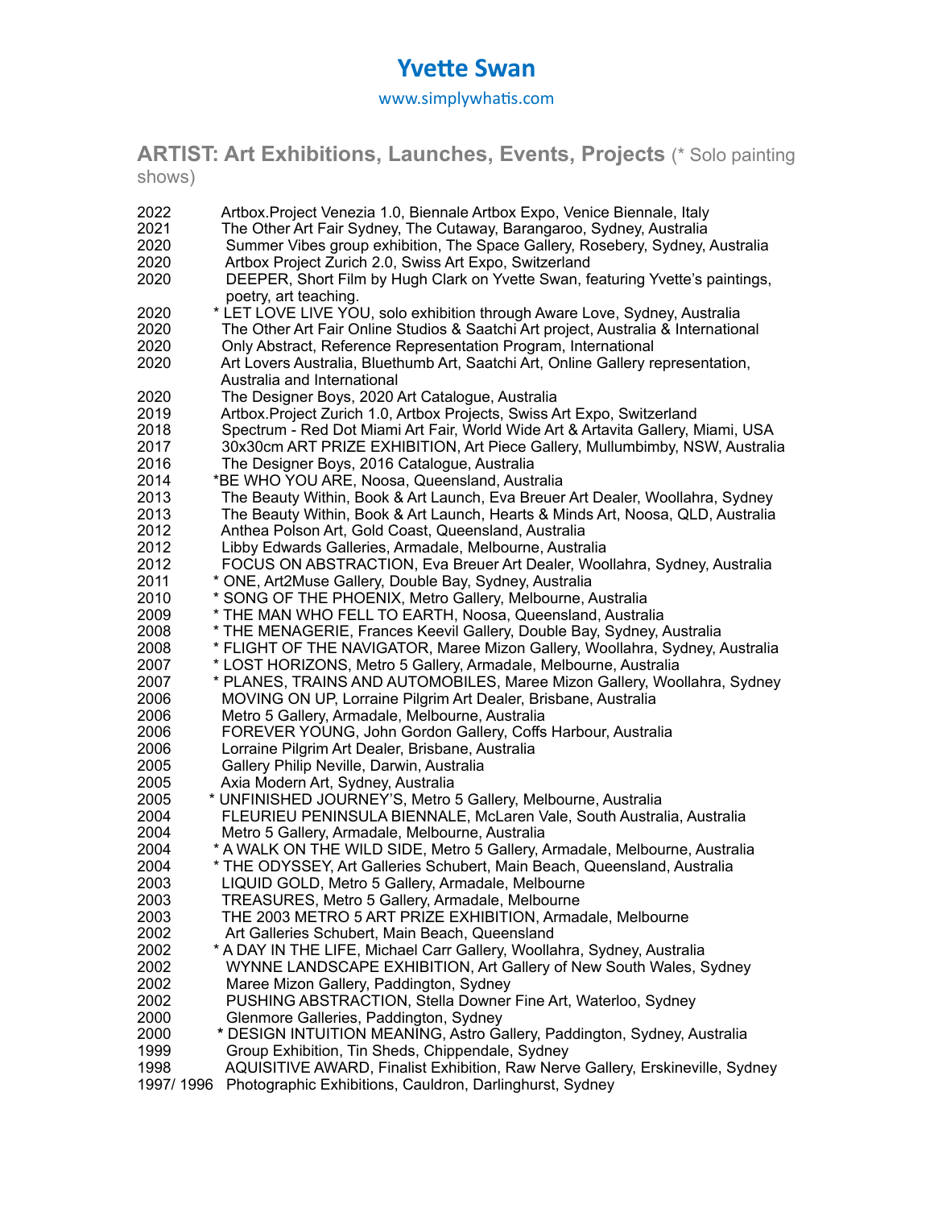# Yvette Swan

www.simplywhatis.com

## ARTIST: Art Exhibitions, Launches, Events, Projects (* Solo painting shows)

2022 Artbox.Project Venezia 1.0, Biennale Artbox Expo, Venice Biennale, Italy
2021 The Other Art Fair Sydney, The Cutaway, Barangaroo, Sydney, Australia
2020 Summer Vibes group exhibition, The Space Gallery, Rosebery, Sydney, Australia
2020 Artbox Project Zurich 2.0, Swiss Art Expo, Switzerland
2020 DEEPER, Short Film by Hugh Clark on Yvette Swan, featuring Yvette's paintings, poetry, art teaching.
2020 * LET LOVE LIVE YOU, solo exhibition through Aware Love, Sydney, Australia
2020 The Other Art Fair Online Studios & Saatchi Art project, Australia & International
2020 Only Abstract, Reference Representation Program, International
2020 Art Lovers Australia, Bluethumb Art, Saatchi Art, Online Gallery representation, Australia and International
2020 The Designer Boys, 2020 Art Catalogue, Australia
2019 Artbox.Project Zurich 1.0, Artbox Projects, Swiss Art Expo, Switzerland
2018 Spectrum - Red Dot Miami Art Fair, World Wide Art & Artavita Gallery, Miami, USA
2017 30x30cm ART PRIZE EXHIBITION, Art Piece Gallery, Mullumbimby, NSW, Australia
2016 The Designer Boys, 2016 Catalogue, Australia
2014 *BE WHO YOU ARE, Noosa, Queensland, Australia
2013 The Beauty Within, Book & Art Launch, Eva Breuer Art Dealer, Woollahra, Sydney
2013 The Beauty Within, Book & Art Launch, Hearts & Minds Art, Noosa, QLD, Australia
2012 Anthea Polson Art, Gold Coast, Queensland, Australia
2012 Libby Edwards Galleries, Armadale, Melbourne, Australia
2012 FOCUS ON ABSTRACTION, Eva Breuer Art Dealer, Woollahra, Sydney, Australia
2011 * ONE, Art2Muse Gallery, Double Bay, Sydney, Australia
2010 * SONG OF THE PHOENIX, Metro Gallery, Melbourne, Australia
2009 * THE MAN WHO FELL TO EARTH, Noosa, Queensland, Australia
2008 * THE MENAGERIE, Frances Keevil Gallery, Double Bay, Sydney, Australia
2008 * FLIGHT OF THE NAVIGATOR, Maree Mizon Gallery, Woollahra, Sydney, Australia
2007 * LOST HORIZONS, Metro 5 Gallery, Armadale, Melbourne, Australia
2007 * PLANES, TRAINS AND AUTOMOBILES, Maree Mizon Gallery, Woollahra, Sydney
2006 MOVING ON UP, Lorraine Pilgrim Art Dealer, Brisbane, Australia
2006 Metro 5 Gallery, Armadale, Melbourne, Australia
2006 FOREVER YOUNG, John Gordon Gallery, Coffs Harbour, Australia
2006 Lorraine Pilgrim Art Dealer, Brisbane, Australia
2005 Gallery Philip Neville, Darwin, Australia
2005 Axia Modern Art, Sydney, Australia
2005 * UNFINISHED JOURNEY'S, Metro 5 Gallery, Melbourne, Australia
2004 FLEURIEU PENINSULA BIENNALE, McLaren Vale, South Australia, Australia
2004 Metro 5 Gallery, Armadale, Melbourne, Australia
2004 * A WALK ON THE WILD SIDE, Metro 5 Gallery, Armadale, Melbourne, Australia
2004 * THE ODYSSEY, Art Galleries Schubert, Main Beach, Queensland, Australia
2003 LIQUID GOLD, Metro 5 Gallery, Armadale, Melbourne
2003 TREASURES, Metro 5 Gallery, Armadale, Melbourne
2003 THE 2003 METRO 5 ART PRIZE EXHIBITION, Armadale, Melbourne
2002 Art Galleries Schubert, Main Beach, Queensland
2002 * A DAY IN THE LIFE, Michael Carr Gallery, Woollahra, Sydney, Australia
2002 WYNNE LANDSCAPE EXHIBITION, Art Gallery of New South Wales, Sydney
2002 Maree Mizon Gallery, Paddington, Sydney
2002 PUSHING ABSTRACTION, Stella Downer Fine Art, Waterloo, Sydney
2000 Glenmore Galleries, Paddington, Sydney
2000 * DESIGN INTUITION MEANING, Astro Gallery, Paddington, Sydney, Australia
1999 Group Exhibition, Tin Sheds, Chippendale, Sydney
1998 AQUISITIVE AWARD, Finalist Exhibition, Raw Nerve Gallery, Erskineville, Sydney
1997/ 1996 Photographic Exhibitions, Cauldron, Darlinghurst, Sydney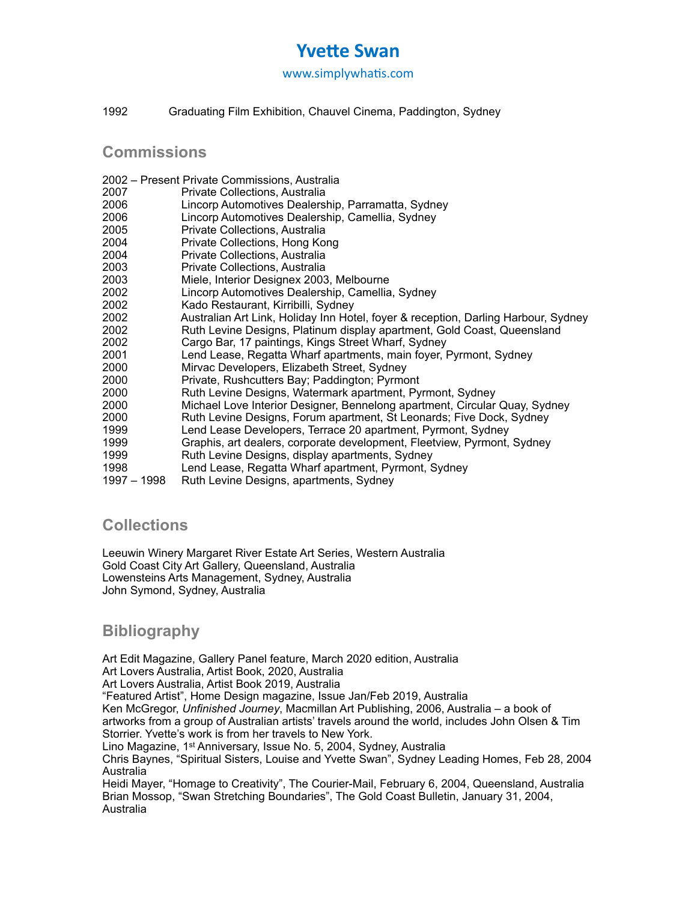1992 Graduating Film Exhibition, Chauvel Cinema, Paddington, Sydney

## Commissions

2002 – Present Private Commissions, Australia
2007 Private Collections, Australia
2006 Lincorp Automotives Dealership, Parramatta, Sydney
2006 Lincorp Automotives Dealership, Camellia, Sydney
2005 Private Collections, Australia
2004 Private Collections, Hong Kong
2004 Private Collections, Australia
2003 Private Collections, Australia
2003 Miele, Interior Designex 2003, Melbourne
2002 Lincorp Automotives Dealership, Camellia, Sydney
2002 Kado Restaurant, Kirribilli, Sydney
2002 Australian Art Link, Holiday Inn Hotel, foyer & reception, Darling Harbour, Sydney
2002 Ruth Levine Designs, Platinum display apartment, Gold Coast, Queensland
2002 Cargo Bar, 17 paintings, Kings Street Wharf, Sydney
2001 Lend Lease, Regatta Wharf apartments, main foyer, Pyrmont, Sydney
2000 Mirvac Developers, Elizabeth Street, Sydney
2000 Private, Rushcutters Bay; Paddington; Pyrmont
2000 Ruth Levine Designs, Watermark apartment, Pyrmont, Sydney
2000 Michael Love Interior Designer, Bennelong apartment, Circular Quay, Sydney
2000 Ruth Levine Designs, Forum apartment, St Leonards; Five Dock, Sydney
1999 Lend Lease Developers, Terrace 20 apartment, Pyrmont, Sydney
1999 Graphis, art dealers, corporate development, Fleetview, Pyrmont, Sydney
1999 Ruth Levine Designs, display apartments, Sydney
1998 Lend Lease, Regatta Wharf apartment, Pyrmont, Sydney
1997 – 1998 Ruth Levine Designs, apartments, Sydney

## Collections

Leeuwin Winery Margaret River Estate Art Series, Western Australia
Gold Coast City Art Gallery, Queensland, Australia
Lowensteins Arts Management, Sydney, Australia
John Symond, Sydney, Australia

## Bibliography

Art Edit Magazine, Gallery Panel feature, March 2020 edition, Australia
Art Lovers Australia, Artist Book, 2020, Australia
Art Lovers Australia, Artist Book 2019, Australia
“Featured Artist”, Home Design magazine, Issue Jan/Feb 2019, Australia
Ken McGregor, *Unfinished Journey*, Macmillan Art Publishing, 2006, Australia – a book of artworks from a group of Australian artists’ travels around the world, includes John Olsen & Tim Storrier. Yvette’s work is from her travels to New York.
Lino Magazine, 1st Anniversary, Issue No. 5, 2004, Sydney, Australia
Chris Baynes, “Spiritual Sisters, Louise and Yvette Swan”, Sydney Leading Homes, Feb 28, 2004 Australia
Heidi Mayer, “Homage to Creativity”, The Courier-Mail, February 6, 2004, Queensland, Australia
Brian Mossop, “Swan Stretching Boundaries”, The Gold Coast Bulletin, January 31, 2004, Australia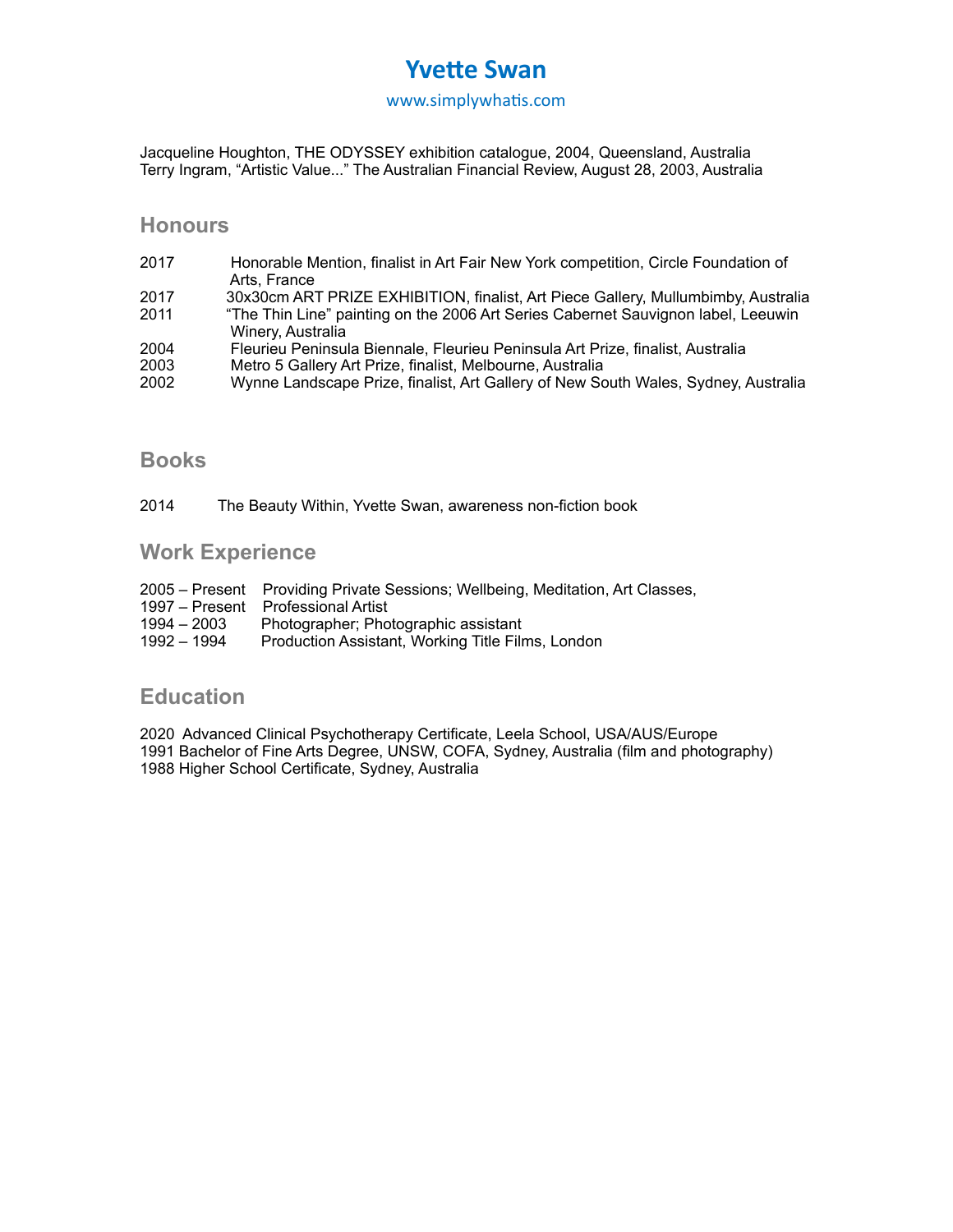# Yvette Swan

www.simplywhatis.com

Jacqueline Houghton, THE ODYSSEY exhibition catalogue, 2004, Queensland, Australia
Terry Ingram, "Artistic Value..." The Australian Financial Review, August 28, 2003, Australia

## Honours

2017 Honorable Mention, finalist in Art Fair New York competition, Circle Foundation of Arts, France
2017 30x30cm ART PRIZE EXHIBITION, finalist, Art Piece Gallery, Mullumbimby, Australia
2011 "The Thin Line" painting on the 2006 Art Series Cabernet Sauvignon label, Leeuwin Winery, Australia
2004 Fleurieu Peninsula Biennale, Fleurieu Peninsula Art Prize, finalist, Australia
2003 Metro 5 Gallery Art Prize, finalist, Melbourne, Australia
2002 Wynne Landscape Prize, finalist, Art Gallery of New South Wales, Sydney, Australia

## Books

2014 The Beauty Within, Yvette Swan, awareness non-fiction book

## Work Experience

2005 – Present Providing Private Sessions; Wellbeing, Meditation, Art Classes,
1997 – Present Professional Artist
1994 – 2003 Photographer; Photographic assistant
1992 – 1994 Production Assistant, Working Title Films, London

## Education

2020 Advanced Clinical Psychotherapy Certificate, Leela School, USA/AUS/Europe
1991 Bachelor of Fine Arts Degree, UNSW, COFA, Sydney, Australia (film and photography)
1988 Higher School Certificate, Sydney, Australia